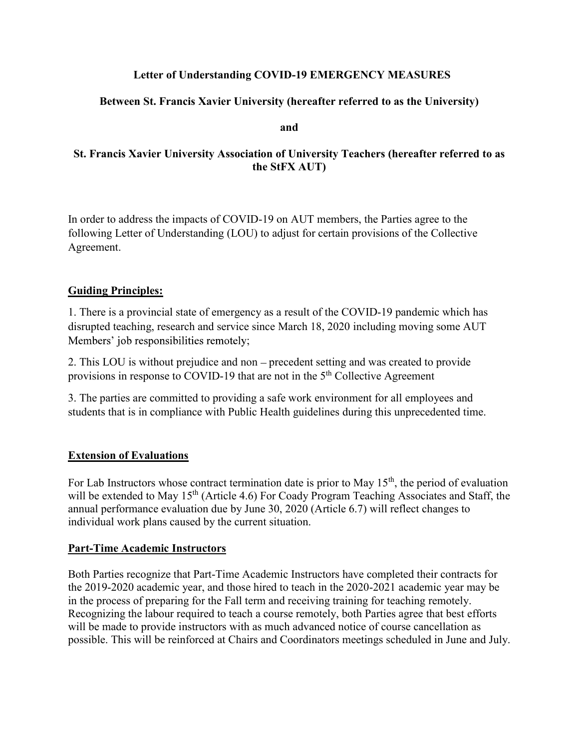**Letter of Understanding COVID-19 EMERGENCY MEASURES**

**Between St. Francis Xavier University (hereafter referred to as the University)**

**and**

**St. Francis Xavier University Association of University Teachers (hereafter referred to as the StFX AUT)**

In order to address the impacts of COVID-19 on AUT members, the Parties agree to the following Letter of Understanding (LOU) to adjust for certain provisions of the Collective Agreement.

## Guiding Principles:

1. There is a provincial state of emergency as a result of the COVID-19 pandemic which has disrupted teaching, research and service since March 18, 2020 including moving some AUT Members' job responsibilities remotely;

2. This LOU is without prejudice and non – precedent setting and was created to provide provisions in response to COVID-19 that are not in the 5th Collective Agreement

3. The parties are committed to providing a safe work environment for all employees and students that is in compliance with Public Health guidelines during this unprecedented time.

## Extension of Evaluations

For Lab Instructors whose contract termination date is prior to May 15th, the period of evaluation will be extended to May 15th (Article 4.6) For Coady Program Teaching Associates and Staff, the annual performance evaluation due by June 30, 2020 (Article 6.7) will reflect changes to individual work plans caused by the current situation.

## Part-Time Academic Instructors

Both Parties recognize that Part-Time Academic Instructors have completed their contracts for the 2019-2020 academic year, and those hired to teach in the 2020-2021 academic year may be in the process of preparing for the Fall term and receiving training for teaching remotely. Recognizing the labour required to teach a course remotely, both Parties agree that best efforts will be made to provide instructors with as much advanced notice of course cancellation as possible. This will be reinforced at Chairs and Coordinators meetings scheduled in June and July.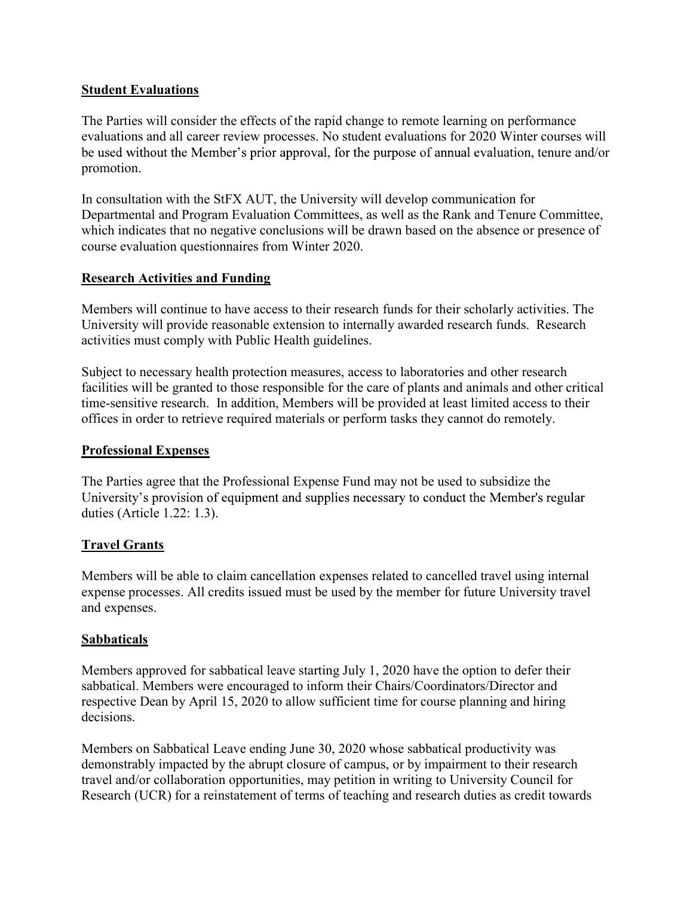## Student Evaluations

The Parties will consider the effects of the rapid change to remote learning on performance evaluations and all career review processes. No student evaluations for 2020 Winter courses will be used without the Member's prior approval, for the purpose of annual evaluation, tenure and/or promotion.

In consultation with the StFX AUT, the University will develop communication for Departmental and Program Evaluation Committees, as well as the Rank and Tenure Committee, which indicates that no negative conclusions will be drawn based on the absence or presence of course evaluation questionnaires from Winter 2020.

## Research Activities and Funding

Members will continue to have access to their research funds for their scholarly activities. The University will provide reasonable extension to internally awarded research funds. Research activities must comply with Public Health guidelines.

Subject to necessary health protection measures, access to laboratories and other research facilities will be granted to those responsible for the care of plants and animals and other critical time-sensitive research. In addition, Members will be provided at least limited access to their offices in order to retrieve required materials or perform tasks they cannot do remotely.

## Professional Expenses

The Parties agree that the Professional Expense Fund may not be used to subsidize the University's provision of equipment and supplies necessary to conduct the Member's regular duties (Article 1.22: 1.3).

## Travel Grants

Members will be able to claim cancellation expenses related to cancelled travel using internal expense processes. All credits issued must be used by the member for future University travel and expenses.

## Sabbaticals

Members approved for sabbatical leave starting July 1, 2020 have the option to defer their sabbatical. Members were encouraged to inform their Chairs/Coordinators/Director and respective Dean by April 15, 2020 to allow sufficient time for course planning and hiring decisions.

Members on Sabbatical Leave ending June 30, 2020 whose sabbatical productivity was demonstrably impacted by the abrupt closure of campus, or by impairment to their research travel and/or collaboration opportunities, may petition in writing to University Council for Research (UCR) for a reinstatement of terms of teaching and research duties as credit towards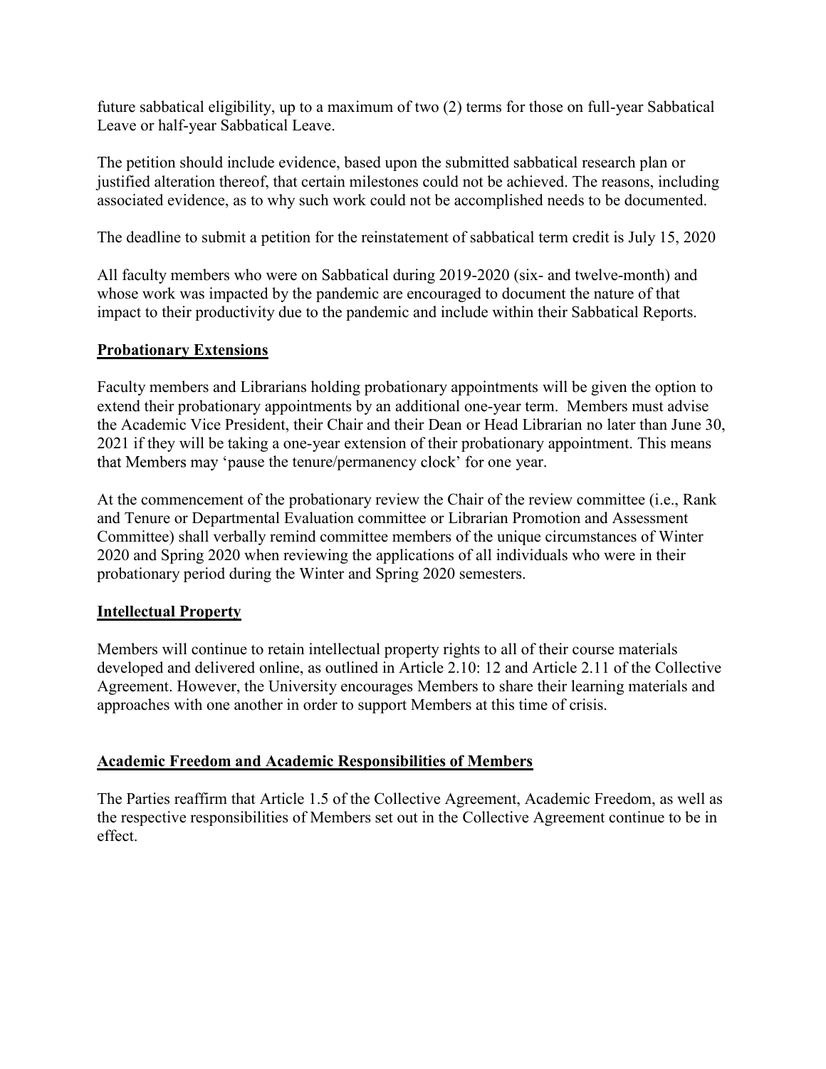future sabbatical eligibility, up to a maximum of two (2) terms for those on full-year Sabbatical Leave or half-year Sabbatical Leave.

The petition should include evidence, based upon the submitted sabbatical research plan or justified alteration thereof, that certain milestones could not be achieved. The reasons, including associated evidence, as to why such work could not be accomplished needs to be documented.

The deadline to submit a petition for the reinstatement of sabbatical term credit is July 15, 2020

All faculty members who were on Sabbatical during 2019-2020 (six- and twelve-month) and whose work was impacted by the pandemic are encouraged to document the nature of that impact to their productivity due to the pandemic and include within their Sabbatical Reports.

## **Probationary Extensions**

Faculty members and Librarians holding probationary appointments will be given the option to extend their probationary appointments by an additional one-year term. Members must advise the Academic Vice President, their Chair and their Dean or Head Librarian no later than June 30, 2021 if they will be taking a one-year extension of their probationary appointment. This means that Members may 'pause the tenure/permanency clock' for one year.

At the commencement of the probationary review the Chair of the review committee (i.e., Rank and Tenure or Departmental Evaluation committee or Librarian Promotion and Assessment Committee) shall verbally remind committee members of the unique circumstances of Winter 2020 and Spring 2020 when reviewing the applications of all individuals who were in their probationary period during the Winter and Spring 2020 semesters.

## **Intellectual Property**

Members will continue to retain intellectual property rights to all of their course materials developed and delivered online, as outlined in Article 2.10: 12 and Article 2.11 of the Collective Agreement. However, the University encourages Members to share their learning materials and approaches with one another in order to support Members at this time of crisis.

## **Academic Freedom and Academic Responsibilities of Members**

The Parties reaffirm that Article 1.5 of the Collective Agreement, Academic Freedom, as well as the respective responsibilities of Members set out in the Collective Agreement continue to be in effect.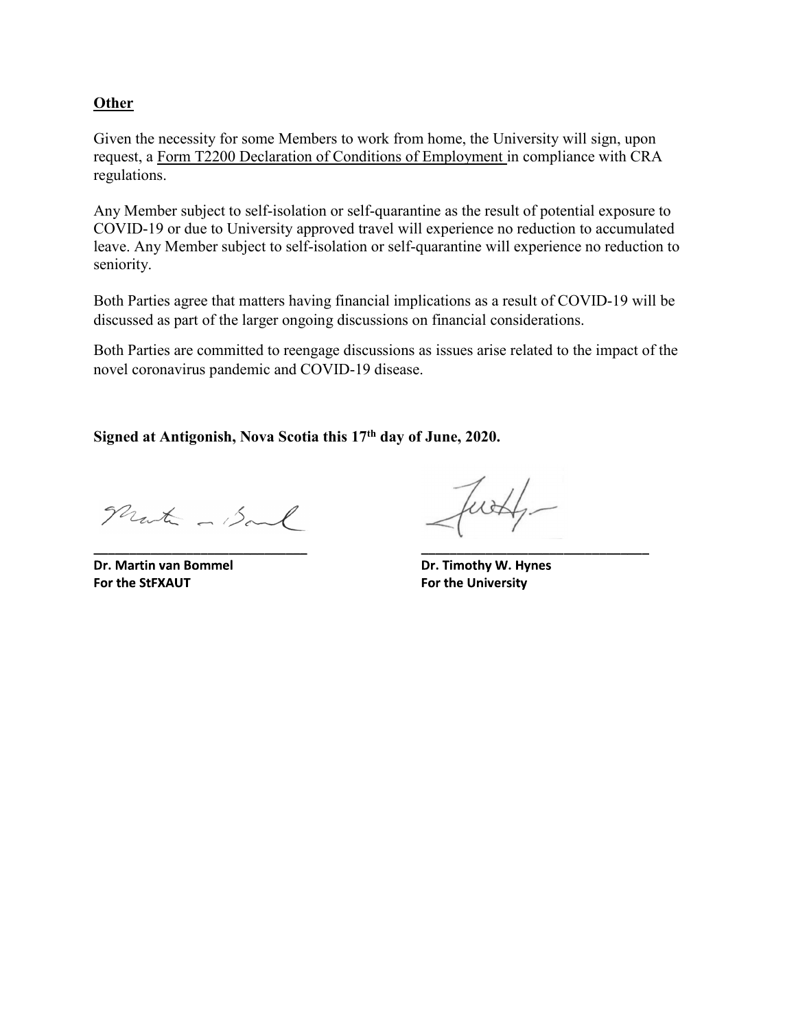## Other

Given the necessity for some Members to work from home, the University will sign, upon request, a Form T2200 Declaration of Conditions of Employment in compliance with CRA regulations.

Any Member subject to self-isolation or self-quarantine as the result of potential exposure to COVID-19 or due to University approved travel will experience no reduction to accumulated leave. Any Member subject to self-isolation or self-quarantine will experience no reduction to seniority.

Both Parties agree that matters having financial implications as a result of COVID-19 will be discussed as part of the larger ongoing discussions on financial considerations.

Both Parties are committed to reengage discussions as issues arise related to the impact of the novel coronavirus pandemic and COVID-19 disease.

**Signed at Antigonish, Nova Scotia this 17th day of June, 2020.**

| | |
|---|---|
| ______________________________ | ______________________________ |
| **Dr. Martin van Bommel** | **Dr. Timothy W. Hynes** |
| **For the StFXAUT** | **For the University** |